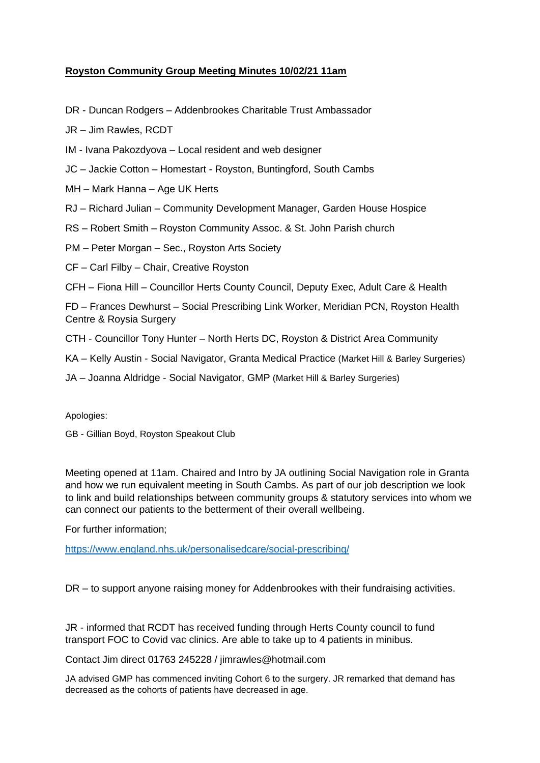**Royston Community Group Meeting Minutes 10/02/21 11am**

DR - Duncan Rodgers – Addenbrookes Charitable Trust Ambassador

JR – Jim Rawles, RCDT

IM - Ivana Pakozdyova – Local resident and web designer

JC – Jackie Cotton – Homestart - Royston, Buntingford, South Cambs

MH – Mark Hanna – Age UK Herts

RJ – Richard Julian – Community Development Manager, Garden House Hospice

RS – Robert Smith – Royston Community Assoc. & St. John Parish church

PM – Peter Morgan – Sec., Royston Arts Society

CF – Carl Filby – Chair, Creative Royston

CFH – Fiona Hill – Councillor Herts County Council, Deputy Exec, Adult Care & Health

FD – Frances Dewhurst – Social Prescribing Link Worker, Meridian PCN, Royston Health Centre & Roysia Surgery

CTH - Councillor Tony Hunter – North Herts DC, Royston & District Area Community

KA – Kelly Austin - Social Navigator, Granta Medical Practice (Market Hill & Barley Surgeries)

JA – Joanna Aldridge - Social Navigator, GMP (Market Hill & Barley Surgeries)

Apologies:

GB - Gillian Boyd, Royston Speakout Club

Meeting opened at 11am. Chaired and Intro by JA outlining Social Navigation role in Granta and how we run equivalent meeting in South Cambs. As part of our job description we look to link and build relationships between community groups & statutory services into whom we can connect our patients to the betterment of their overall wellbeing.

For further information;

[https://www.england.nhs.uk/personalisedcare/social-prescribing/](https://www.england.nhs.uk/personalisedcare/social-prescribing/)

DR – to support anyone raising money for Addenbrookes with their fundraising activities.

JR - informed that RCDT has received funding through Herts County council to fund transport FOC to Covid vac clinics. Are able to take up to 4 patients in minibus.

Contact Jim direct 01763 245228 / jimrawles@hotmail.com

JA advised GMP has commenced inviting Cohort 6 to the surgery. JR remarked that demand has decreased as the cohorts of patients have decreased in age.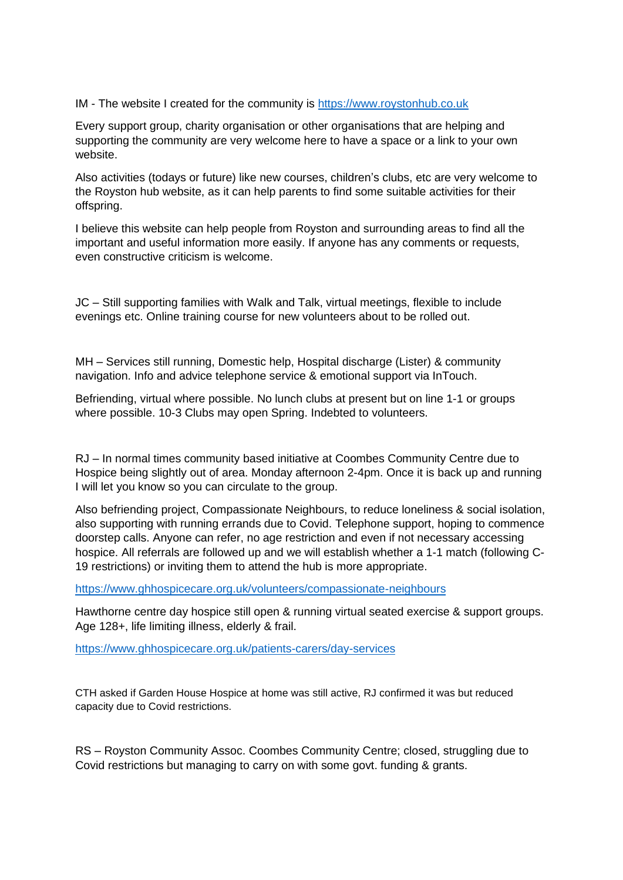IM - The website I created for the community is https://www.roystonhub.co.uk

Every support group, charity organisation or other organisations that are helping and supporting the community are very welcome here to have a space or a link to your own website.

Also activities (todays or future) like new courses, children's clubs, etc are very welcome to the Royston hub website, as it can help parents to find some suitable activities for their offspring.

I believe this website can help people from Royston and surrounding areas to find all the important and useful information more easily. If anyone has any comments or requests, even constructive criticism is welcome.

JC – Still supporting families with Walk and Talk, virtual meetings, flexible to include evenings etc. Online training course for new volunteers about to be rolled out.

MH – Services still running, Domestic help, Hospital discharge (Lister) & community navigation. Info and advice telephone service & emotional support via InTouch.

Befriending, virtual where possible. No lunch clubs at present but on line 1-1 or groups where possible. 10-3 Clubs may open Spring. Indebted to volunteers.

RJ – In normal times community based initiative at Coombes Community Centre due to Hospice being slightly out of area. Monday afternoon 2-4pm. Once it is back up and running I will let you know so you can circulate to the group.

Also befriending project, Compassionate Neighbours, to reduce loneliness & social isolation, also supporting with running errands due to Covid. Telephone support, hoping to commence doorstep calls. Anyone can refer, no age restriction and even if not necessary accessing hospice. All referrals are followed up and we will establish whether a 1-1 match (following C-19 restrictions) or inviting them to attend the hub is more appropriate.

https://www.ghhospicecare.org.uk/volunteers/compassionate-neighbours

Hawthorne centre day hospice still open & running virtual seated exercise & support groups. Age 128+, life limiting illness, elderly & frail.

https://www.ghhospicecare.org.uk/patients-carers/day-services

CTH asked if Garden House Hospice at home was still active, RJ confirmed it was but reduced capacity due to Covid restrictions.

RS – Royston Community Assoc. Coombes Community Centre; closed, struggling due to Covid restrictions but managing to carry on with some govt. funding & grants.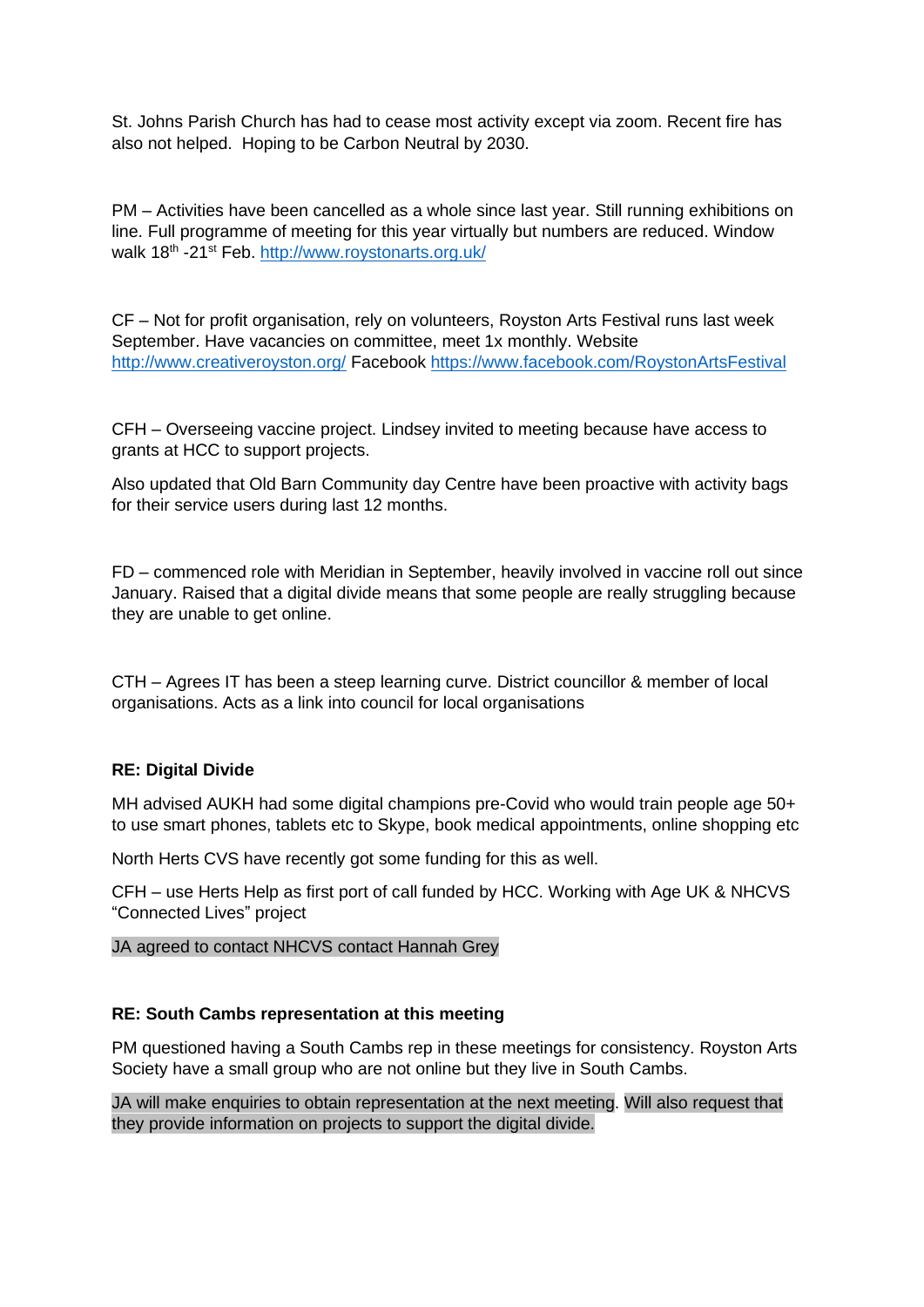St. Johns Parish Church has had to cease most activity except via zoom. Recent fire has also not helped. Hoping to be Carbon Neutral by 2030.

PM – Activities have been cancelled as a whole since last year. Still running exhibitions on line. Full programme of meeting for this year virtually but numbers are reduced. Window walk 18th -21st Feb. http://www.roystonarts.org.uk/

CF – Not for profit organisation, rely on volunteers, Royston Arts Festival runs last week September. Have vacancies on committee, meet 1x monthly. Website http://www.creativeroyston.org/ Facebook https://www.facebook.com/RoystonArtsFestival

CFH – Overseeing vaccine project. Lindsey invited to meeting because have access to grants at HCC to support projects.

Also updated that Old Barn Community day Centre have been proactive with activity bags for their service users during last 12 months.

FD – commenced role with Meridian in September, heavily involved in vaccine roll out since January. Raised that a digital divide means that some people are really struggling because they are unable to get online.

CTH – Agrees IT has been a steep learning curve. District councillor & member of local organisations. Acts as a link into council for local organisations

**RE: Digital Divide**

MH advised AUKH had some digital champions pre-Covid who would train people age 50+ to use smart phones, tablets etc to Skype, book medical appointments, online shopping etc

North Herts CVS have recently got some funding for this as well.

CFH – use Herts Help as first port of call funded by HCC. Working with Age UK & NHCVS "Connected Lives" project

JA agreed to contact NHCVS contact Hannah Grey

**RE: South Cambs representation at this meeting**

PM questioned having a South Cambs rep in these meetings for consistency. Royston Arts Society have a small group who are not online but they live in South Cambs.

JA will make enquiries to obtain representation at the next meeting. Will also request that they provide information on projects to support the digital divide.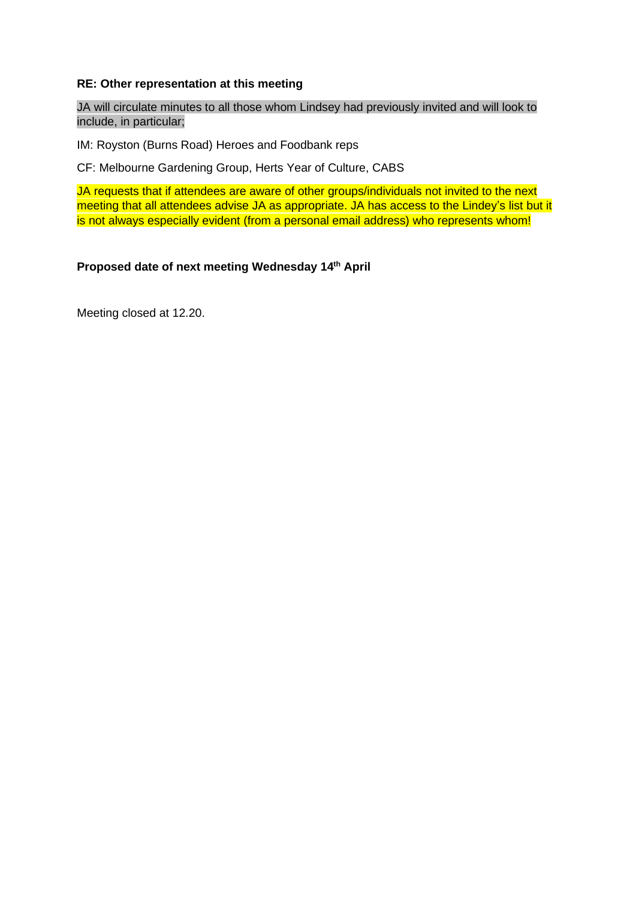**RE: Other representation at this meeting**

JA will circulate minutes to all those whom Lindsey had previously invited and will look to include, in particular;

IM: Royston (Burns Road) Heroes and Foodbank reps

CF: Melbourne Gardening Group, Herts Year of Culture, CABS

JA requests that if attendees are aware of other groups/individuals not invited to the next meeting that all attendees advise JA as appropriate. JA has access to the Lindey's list but it is not always especially evident (from a personal email address) who represents whom!

**Proposed date of next meeting Wednesday 14th April**

Meeting closed at 12.20.